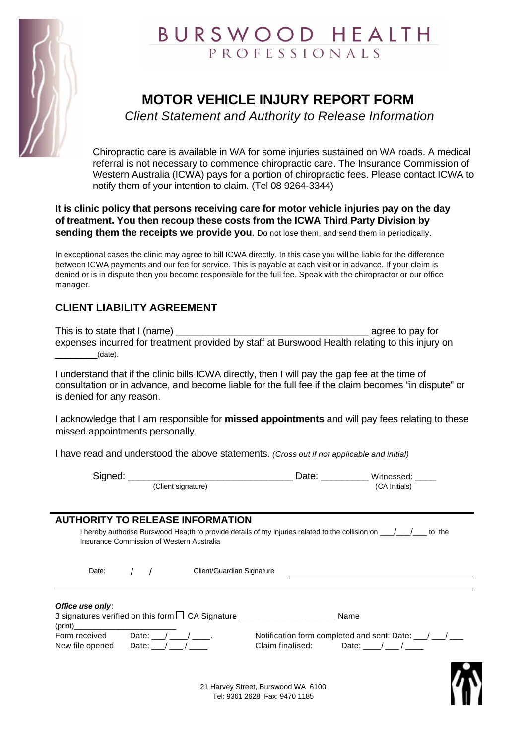# BURSWOOD HEALTH PROFESSIONALS

## MOTOR VEHICLE INJURY REPORT FORM

*Client Statement and Authority to Release Information*

Chiropractic care is available in WA for some injuries sustained on WA roads. A medical referral is not necessary to commence chiropractic care. The Insurance Commission of Western Australia (ICWA) pays for a portion of chiropractic fees. Please contact ICWA to notify them of your intention to claim. (Tel 08 9264-3344)

**It is clinic policy that persons receiving care for motor vehicle injuries pay on the day of treatment. You then recoup these costs from the ICWA Third Party Division by sending them the receipts we provide you**. Do not lose them, and send them in periodically.

In exceptional cases the clinic may agree to bill ICWA directly. In this case you will be liable for the difference between ICWA payments and our fee for service. This is payable at each visit or in advance. If your claim is denied or is in dispute then you become responsible for the full fee. Speak with the chiropractor or our office manager.

## CLIENT LIABILITY AGREEMENT

This is to state that I (name) ___________________________________ agree to pay for expenses incurred for treatment provided by staff at Burswood Health relating to this injury on ________(date).

I understand that if the clinic bills ICWA directly, then I will pay the gap fee at the time of consultation or in advance, and become liable for the full fee if the claim becomes "in dispute" or is denied for any reason.

I acknowledge that I am responsible for **missed appointments** and will pay fees relating to these missed appointments personally.

I have read and understood the above statements. *(Cross out if not applicable and initial)*

Signed: ______________________________ Date: _________ Witnessed: ____
(Client signature) (CA Initials)

## AUTHORITY TO RELEASE INFORMATION

I hereby authorise Burswood Hea;th to provide details of my injuries related to the collision on ___/___/___ to the Insurance Commission of Western Australia

Date: / / Client/Guardian Signature ______________________________

***Office use only***:

3 signatures verified on this form ☐ CA Signature ____________________ Name (print)______________________

Form received Date: ___/____/____.

New file opened Date: ___/___/____

Notification form completed and sent: Date: ___/___/___

Claim finalised: Date: ____/___/____

21 Harvey Street, Burswood WA 6100
Tel: 9361 2628 Fax: 9470 1185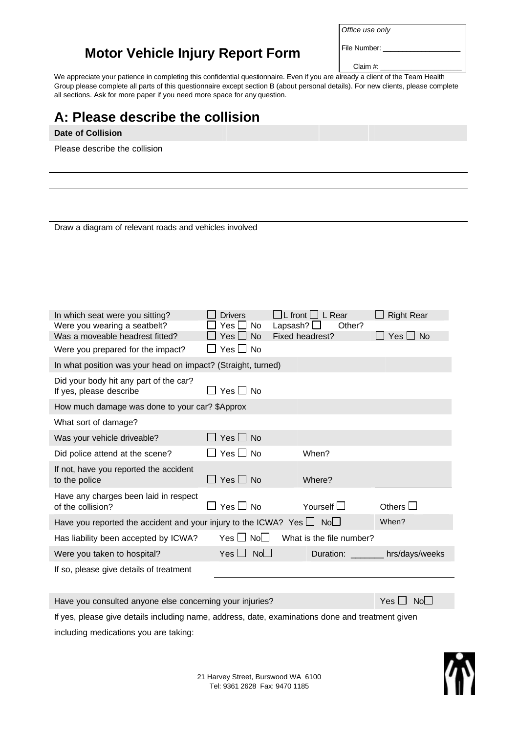# Motor Vehicle Injury Report Form

| *Office use only* |
|---|
| File Number: ___________________ |
| Claim #: _____________________ |

We appreciate your patience in completing this confidential questionnaire. Even if you are already a client of the Team Health Group please complete all parts of this questionnaire except section B (about personal details). For new clients, please complete all sections. Ask for more paper if you need more space for any question.

## A: Please describe the collision

**Date of Collision**

Please describe the collision

_______________________________________________

_______________________________________________

_______________________________________________

Draw a diagram of relevant roads and vehicles involved

| | | | |
|---|---|---|---|
| In which seat were you sitting? | ☐ Drivers | ☐ L front ☐ L Rear | ☐ Right Rear |
| Were you wearing a seatbelt? | ☐ Yes ☐ No | Lapsash? ☐ Other? | |
| Was a moveable headrest fitted? | ☐ Yes ☐ No | Fixed headrest? | ☐ Yes ☐ No |
| Were you prepared for the impact? | ☐ Yes ☐ No | | |
| In what position was your head on impact? (Straight, turned) | | | |
| Did your body hit any part of the car? If yes, please describe | ☐ Yes ☐ No | | |
| How much damage was done to your car? $Approx | | | |
| What sort of damage? | | | |
| Was your vehicle driveable? | ☐ Yes ☐ No | | |
| Did police attend at the scene? | ☐ Yes ☐ No | When? | |
| If not, have you reported the accident to the police | ☐ Yes ☐ No | Where? | |
| Have any charges been laid in respect of the collision? | ☐ Yes ☐ No | Yourself ☐ | Others ☐ |
| Have you reported the accident and your injury to the ICWA? Yes ☐ No☐ | | | When? |
| Has liability been accepted by ICWA? | Yes ☐ No☐ | What is the file number? | |
| Were you taken to hospital? | Yes ☐ No☐ | Duration: _______ hrs/days/weeks | |
| If so, please give details of treatment | | | |

| | |
|---|---|
| Have you consulted anyone else concerning your injuries? | Yes ☐ No☐ |

If yes, please give details including name, address, date, examinations done and treatment given including medications you are taking:

21 Harvey Street, Burswood WA 6100
Tel: 9361 2628 Fax: 9470 1185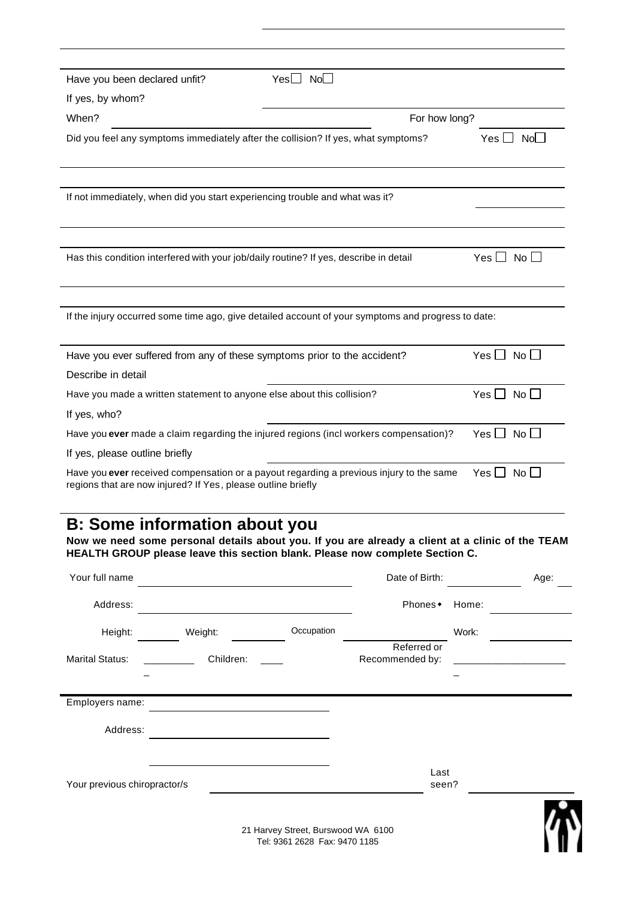Have you been declared unfit? Yes ☐ No ☐

If yes, by whom?

When? For how long?

Did you feel any symptoms immediately after the collision? If yes, what symptoms? Yes ☐ No ☐

If not immediately, when did you start experiencing trouble and what was it?

Has this condition interfered with your job/daily routine? If yes, describe in detail Yes ☐ No ☐

If the injury occurred some time ago, give detailed account of your symptoms and progress to date:

Have you ever suffered from any of these symptoms prior to the accident? Yes ☐ No ☐

Describe in detail

Have you made a written statement to anyone else about this collision? Yes ☐ No ☐

If yes, who?

Have you **ever** made a claim regarding the injured regions (incl workers compensation)? Yes ☐ No ☐

If yes, please outline briefly

Have you **ever** received compensation or a payout regarding a previous injury to the same regions that are now injured? If Yes, please outline briefly Yes ☐ No ☐

## B: Some information about you

**Now we need some personal details about you. If you are already a client at a clinic of the TEAM HEALTH GROUP please leave this section blank. Please now complete Section C.**

Your full name Date of Birth: Age:

Address: Phones ◆ Home:

Height: Weight: Occupation Work:

Marital Status: Children: Referred or Recommended by:

Employers name:

Address:

Your previous chiropractor/s Last seen?

21 Harvey Street, Burswood WA 6100
Tel: 9361 2628 Fax: 9470 1185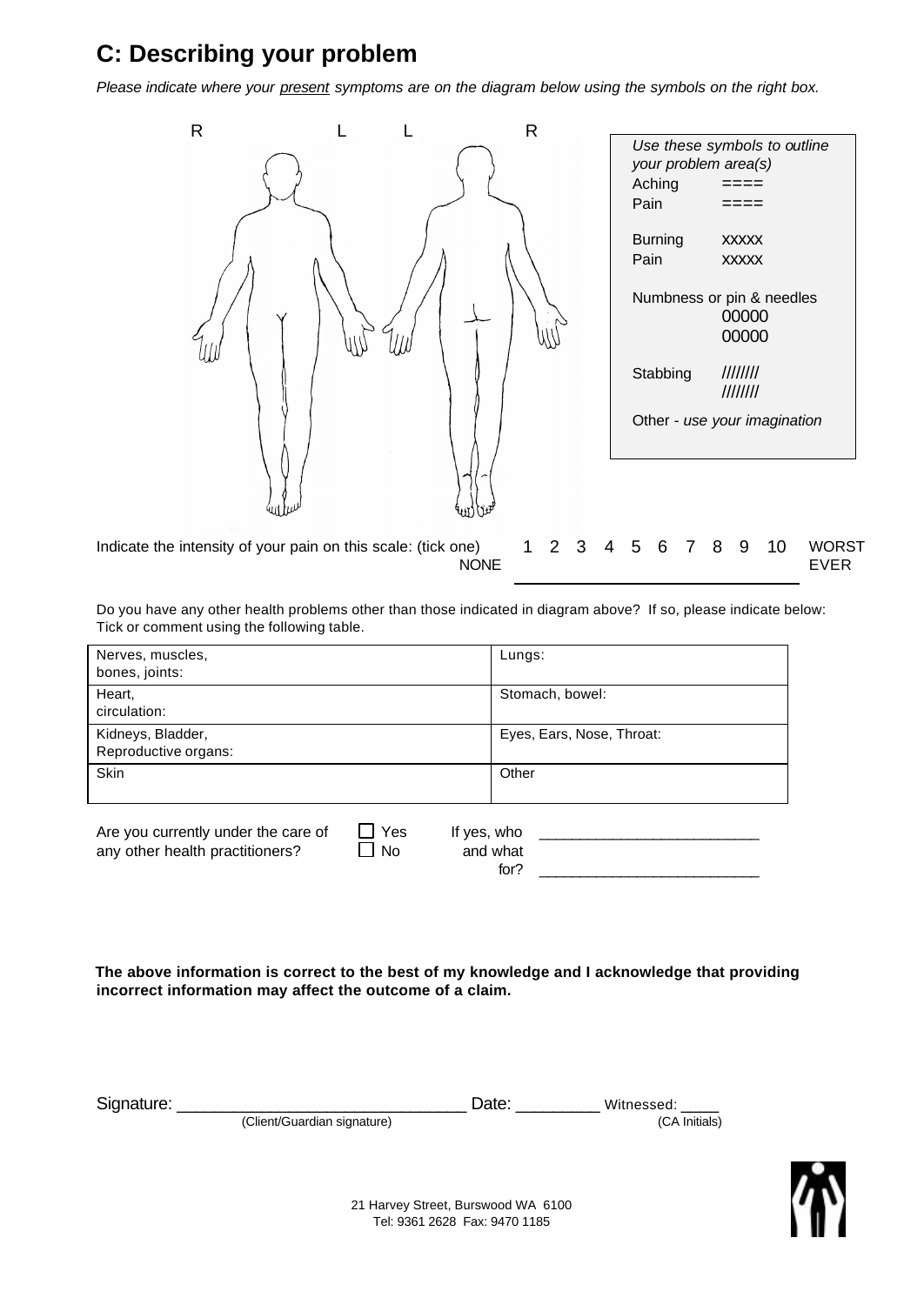## C: Describing your problem

*Please indicate where your present symptoms are on the diagram below using the symbols on the right box.*

R L L R

*Use these symbols to outline your problem area(s)*

Aching ====
Pain ====

Burning xxxxx
Pain xxxxx

Numbness or pin & needles
00000
00000

Stabbing ////////
////////

Other - *use your imagination*

Indicate the intensity of your pain on this scale: (tick one) 1 2 3 4 5 6 7 8 9 10

NONE WORST EVER

Do you have any other health problems other than those indicated in diagram above? If so, please indicate below: Tick or comment using the following table.

| | |
|---|---|
| Nerves, muscles, bones, joints: | Lungs: |
| Heart, circulation: | Stomach, bowel: |
| Kidneys, Bladder, Reproductive organs: | Eyes, Ears, Nose, Throat: |
| Skin | Other |

Are you currently under the care of any other health practitioners? ☐ Yes ☐ No

If yes, who and what for? __________________________
__________________________

**The above information is correct to the best of my knowledge and I acknowledge that providing incorrect information may affect the outcome of a claim.**

Signature: ________________________________ Date: _________ Witnessed: _____
(Client/Guardian signature) (CA Initials)

21 Harvey Street, Burswood WA 6100
Tel: 9361 2628 Fax: 9470 1185